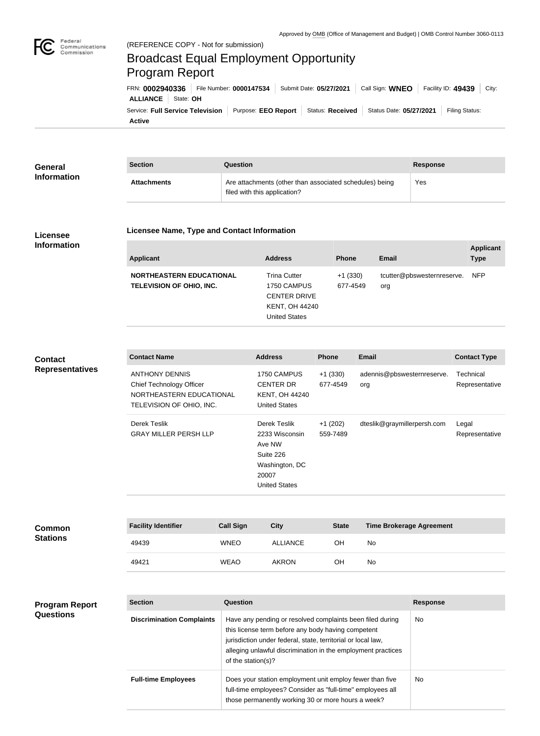Approved by OMB (Office of Management and Budget) | OMB Control Number 3060-0113

(REFERENCE COPY - Not for submission)

# Broadcast Equal Employment Opportunity Program Report

FRN: **0002940336** | File Number: **0000147534** | Submit Date: **05/27/2021** | Call Sign: **WNEO** | Facility ID: **49439** | City: **ALLIANCE** | State: **OH**

Service: **Full Service Television** | Purpose: **EEO Report** | Status: **Received** | Status Date: **05/27/2021** | Filing Status: **Active**

## General Information

| Section | Question | Response |
| --- | --- | --- |
| **Attachments** | Are attachments (other than associated schedules) being filed with this application? | Yes |

## Licensee Information

### Licensee Name, Type and Contact Information

| Applicant | Address | Phone | Email | Applicant Type |
| --- | --- | --- | --- | --- |
| **NORTHEASTERN EDUCATIONAL TELEVISION OF OHIO, INC.** | Trina Cutter<br>1750 CAMPUS CENTER DRIVE<br>KENT, OH 44240<br>United States | +1 (330) 677-4549 | tcutter@pbswesternreserve.org | NFP |

## Contact Representatives

| Contact Name | Address | Phone | Email | Contact Type |
| --- | --- | --- | --- | --- |
| ANTHONY DENNIS<br>Chief Technology Officer<br>NORTHEASTERN EDUCATIONAL TELEVISION OF OHIO, INC. | 1750 CAMPUS CENTER DR<br>KENT, OH 44240<br>United States | +1 (330) 677-4549 | adennis@pbswesternreserve.org | Technical Representative |
| Derek Teslik<br>GRAY MILLER PERSH LLP | Derek Teslik<br>2233 Wisconsin Ave NW<br>Suite 226<br>Washington, DC 20007<br>United States | +1 (202) 559-7489 | dteslik@graymillerpersh.com | Legal Representative |

## Common Stations

| Facility Identifier | Call Sign | City | State | Time Brokerage Agreement |
| --- | --- | --- | --- | --- |
| 49439 | WNEO | ALLIANCE | OH | No |
| 49421 | WEAO | AKRON | OH | No |

## Program Report Questions

| Section | Question | Response |
| --- | --- | --- |
| **Discrimination Complaints** | Have any pending or resolved complaints been filed during this license term before any body having competent jurisdiction under federal, state, territorial or local law, alleging unlawful discrimination in the employment practices of the station(s)? | No |
| **Full-time Employees** | Does your station employment unit employ fewer than five full-time employees? Consider as "full-time" employees all those permanently working 30 or more hours a week? | No |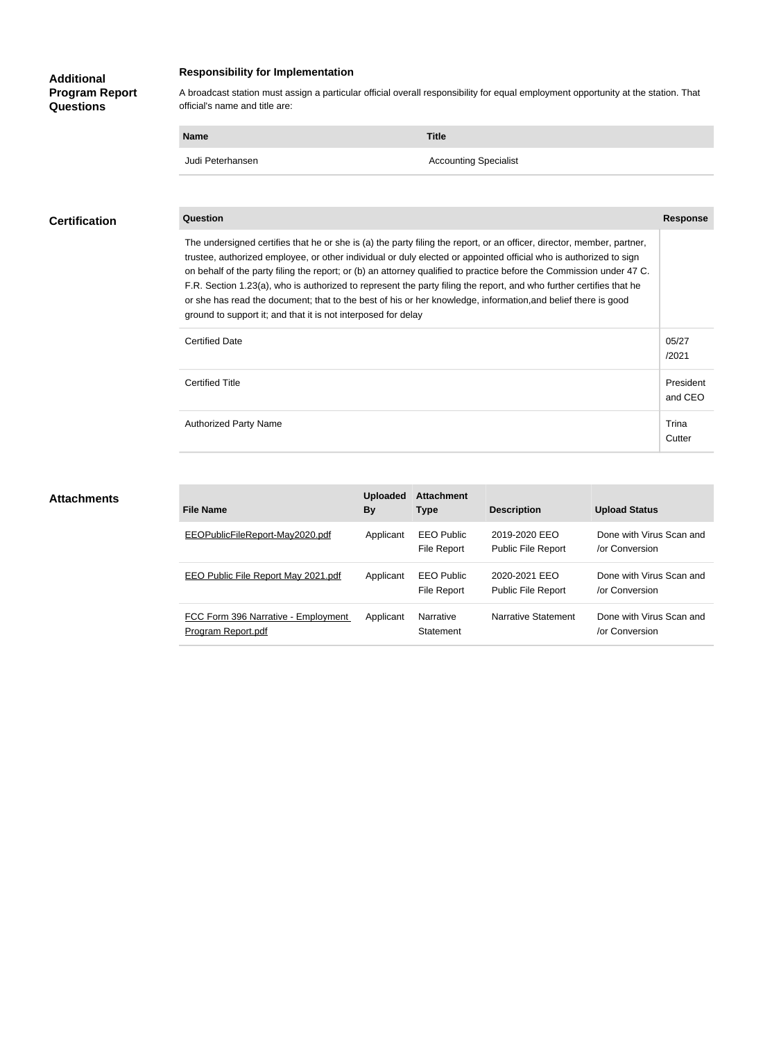## Additional Program Report Questions

### Responsibility for Implementation

A broadcast station must assign a particular official overall responsibility for equal employment opportunity at the station. That official's name and title are:

| Name | Title |
|---|---|
| Judi Peterhansen | Accounting Specialist |

## Certification

| Question | Response |
|---|---|
| The undersigned certifies that he or she is (a) the party filing the report, or an officer, director, member, partner, trustee, authorized employee, or other individual or duly elected or appointed official who is authorized to sign on behalf of the party filing the report; or (b) an attorney qualified to practice before the Commission under 47 C.F.R. Section 1.23(a), who is authorized to represent the party filing the report, and who further certifies that he or she has read the document; that to the best of his or her knowledge, information,and belief there is good ground to support it; and that it is not interposed for delay | |
| Certified Date | 05/27/2021 |
| Certified Title | President and CEO |
| Authorized Party Name | Trina Cutter |

## Attachments

| File Name | Uploaded By | Attachment Type | Description | Upload Status |
|---|---|---|---|---|
| EEOPublicFileReport-May2020.pdf | Applicant | EEO Public File Report | 2019-2020 EEO Public File Report | Done with Virus Scan and /or Conversion |
| EEO Public File Report May 2021.pdf | Applicant | EEO Public File Report | 2020-2021 EEO Public File Report | Done with Virus Scan and /or Conversion |
| FCC Form 396 Narrative - Employment Program Report.pdf | Applicant | Narrative Statement | Narrative Statement | Done with Virus Scan and /or Conversion |